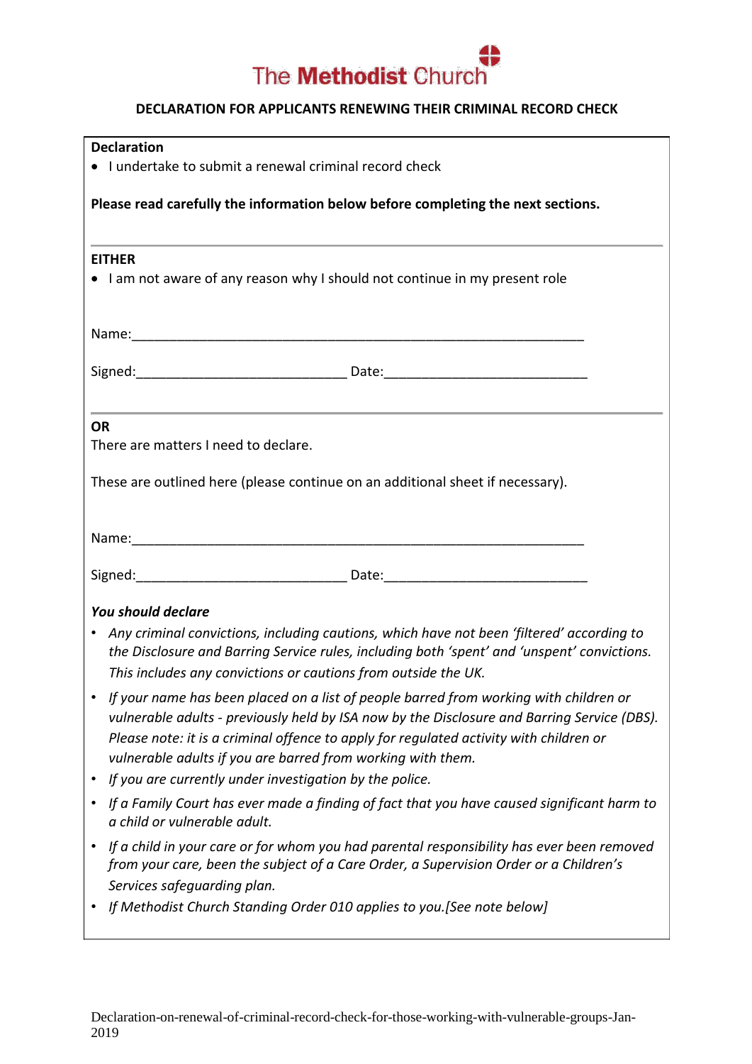The Methodist Church

# DECLARATION FOR APPLICANTS RENEWING THEIR CRIMINAL RECORD CHECK

**Declaration**

- I undertake to submit a renewal criminal record check

**Please read carefully the information below before completing the next sections.**

---

**EITHER**

- I am not aware of any reason why I should not continue in my present role

Name:_______________________________________________________________

Signed:____________________________ Date:___________________________

---

**OR**

There are matters I need to declare.

These are outlined here (please continue on an additional sheet if necessary).

Name:_______________________________________________________________

Signed:____________________________ Date:___________________________

***You should declare***

- *Any criminal convictions, including cautions, which have not been 'filtered' according to the Disclosure and Barring Service rules, including both 'spent' and 'unspent' convictions. This includes any convictions or cautions from outside the UK.*
- *If your name has been placed on a list of people barred from working with children or vulnerable adults - previously held by ISA now by the Disclosure and Barring Service (DBS). Please note: it is a criminal offence to apply for regulated activity with children or vulnerable adults if you are barred from working with them.*
- *If you are currently under investigation by the police.*
- *If a Family Court has ever made a finding of fact that you have caused significant harm to a child or vulnerable adult.*
- *If a child in your care or for whom you had parental responsibility has ever been removed from your care, been the subject of a Care Order, a Supervision Order or a Children's Services safeguarding plan.*
- *If Methodist Church Standing Order 010 applies to you.[See note below]*

Declaration-on-renewal-of-criminal-record-check-for-those-working-with-vulnerable-groups-Jan-2019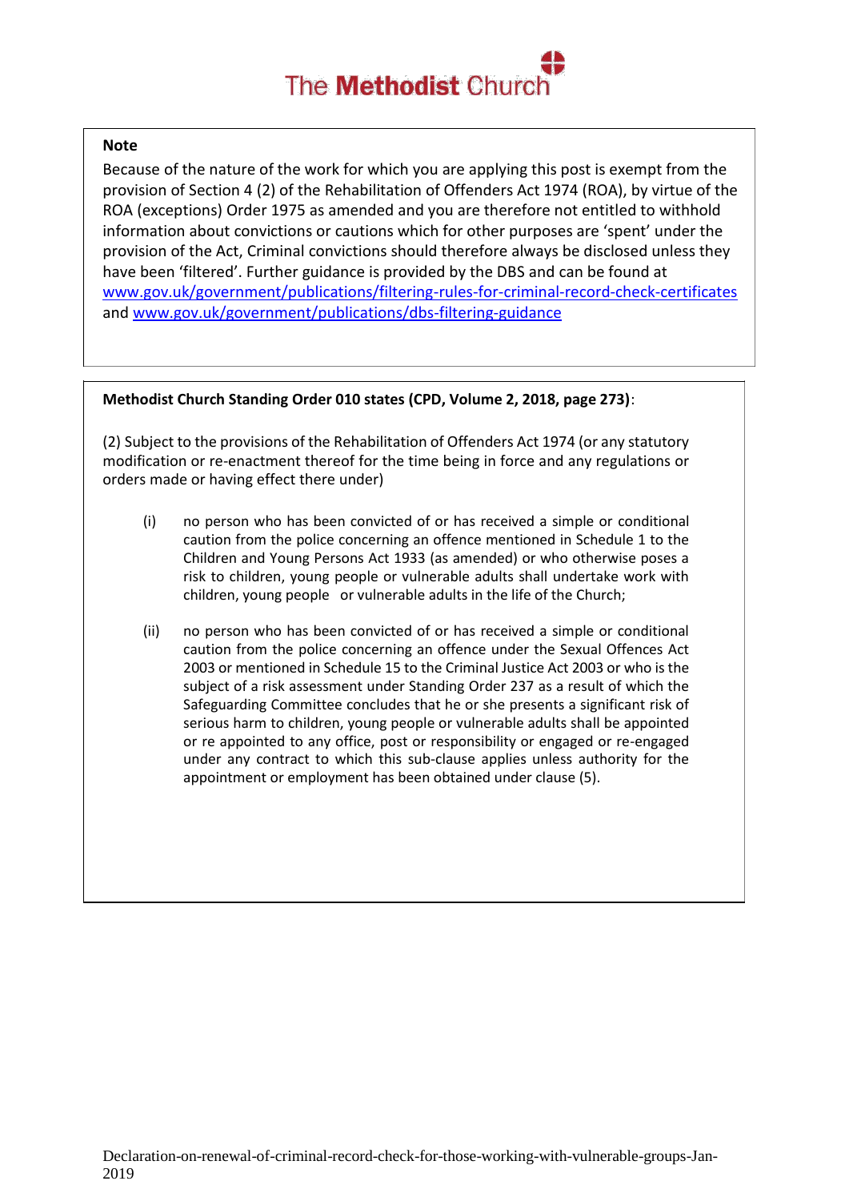**Note**

Because of the nature of the work for which you are applying this post is exempt from the provision of Section 4 (2) of the Rehabilitation of Offenders Act 1974 (ROA), by virtue of the ROA (exceptions) Order 1975 as amended and you are therefore not entitled to withhold information about convictions or cautions which for other purposes are 'spent' under the provision of the Act, Criminal convictions should therefore always be disclosed unless they have been 'filtered'. Further guidance is provided by the DBS and can be found at [www.gov.uk/government/publications/filtering-rules-for-criminal-record-check-certificates](http://www.gov.uk/government/publications/filtering-rules-for-criminal-record-check-certificates) and [www.gov.uk/government/publications/dbs-filtering-guidance](http://www.gov.uk/government/publications/dbs-filtering-guidance)

**Methodist Church Standing Order 010 states (CPD, Volume 2, 2018, page 273)**:

(2) Subject to the provisions of the Rehabilitation of Offenders Act 1974 (or any statutory modification or re-enactment thereof for the time being in force and any regulations or orders made or having effect there under)

(i) no person who has been convicted of or has received a simple or conditional caution from the police concerning an offence mentioned in Schedule 1 to the Children and Young Persons Act 1933 (as amended) or who otherwise poses a risk to children, young people or vulnerable adults shall undertake work with children, young people or vulnerable adults in the life of the Church;

(ii) no person who has been convicted of or has received a simple or conditional caution from the police concerning an offence under the Sexual Offences Act 2003 or mentioned in Schedule 15 to the Criminal Justice Act 2003 or who is the subject of a risk assessment under Standing Order 237 as a result of which the Safeguarding Committee concludes that he or she presents a significant risk of serious harm to children, young people or vulnerable adults shall be appointed or re appointed to any office, post or responsibility or engaged or re-engaged under any contract to which this sub-clause applies unless authority for the appointment or employment has been obtained under clause (5).